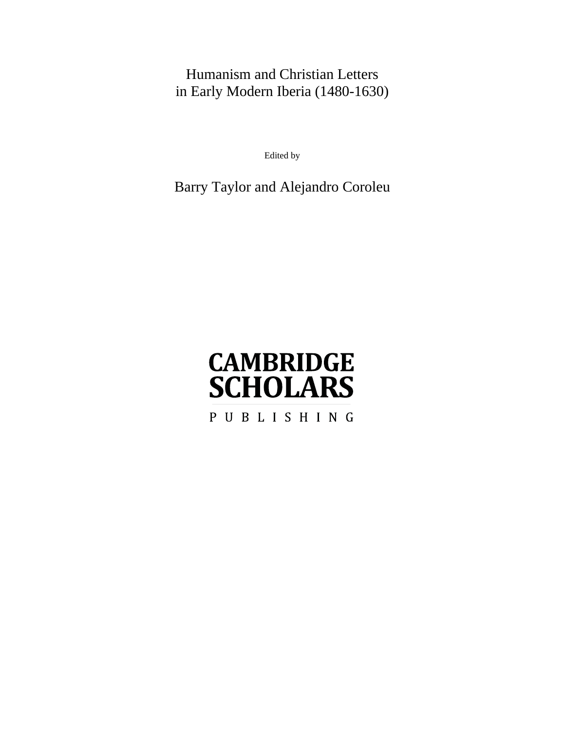# Humanism and Christian Letters in Early Modern Iberia (1480-1630)

Edited by

Barry Taylor and Alejandro Coroleu

CAMBRIDGE SCHOLARS

PUBLISHING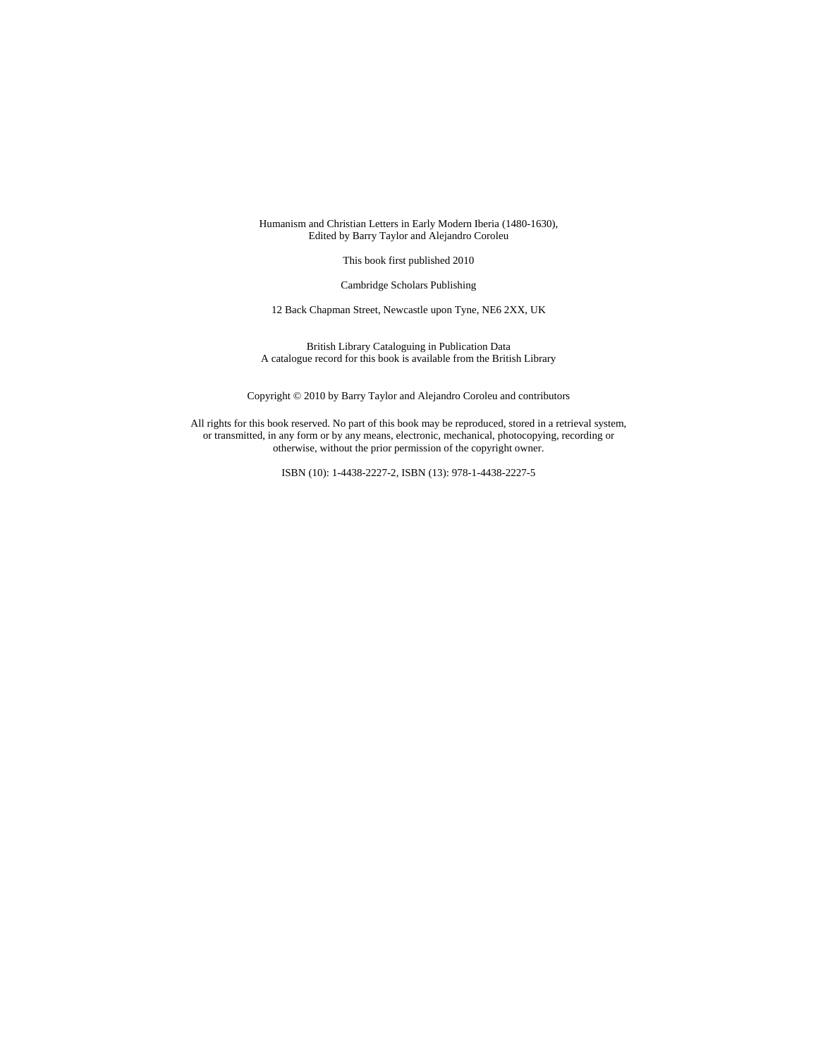Humanism and Christian Letters in Early Modern Iberia (1480-1630),
Edited by Barry Taylor and Alejandro Coroleu

This book first published 2010

Cambridge Scholars Publishing

12 Back Chapman Street, Newcastle upon Tyne, NE6 2XX, UK

British Library Cataloguing in Publication Data
A catalogue record for this book is available from the British Library

Copyright © 2010 by Barry Taylor and Alejandro Coroleu and contributors

All rights for this book reserved. No part of this book may be reproduced, stored in a retrieval system, or transmitted, in any form or by any means, electronic, mechanical, photocopying, recording or otherwise, without the prior permission of the copyright owner.

ISBN (10): 1-4438-2227-2, ISBN (13): 978-1-4438-2227-5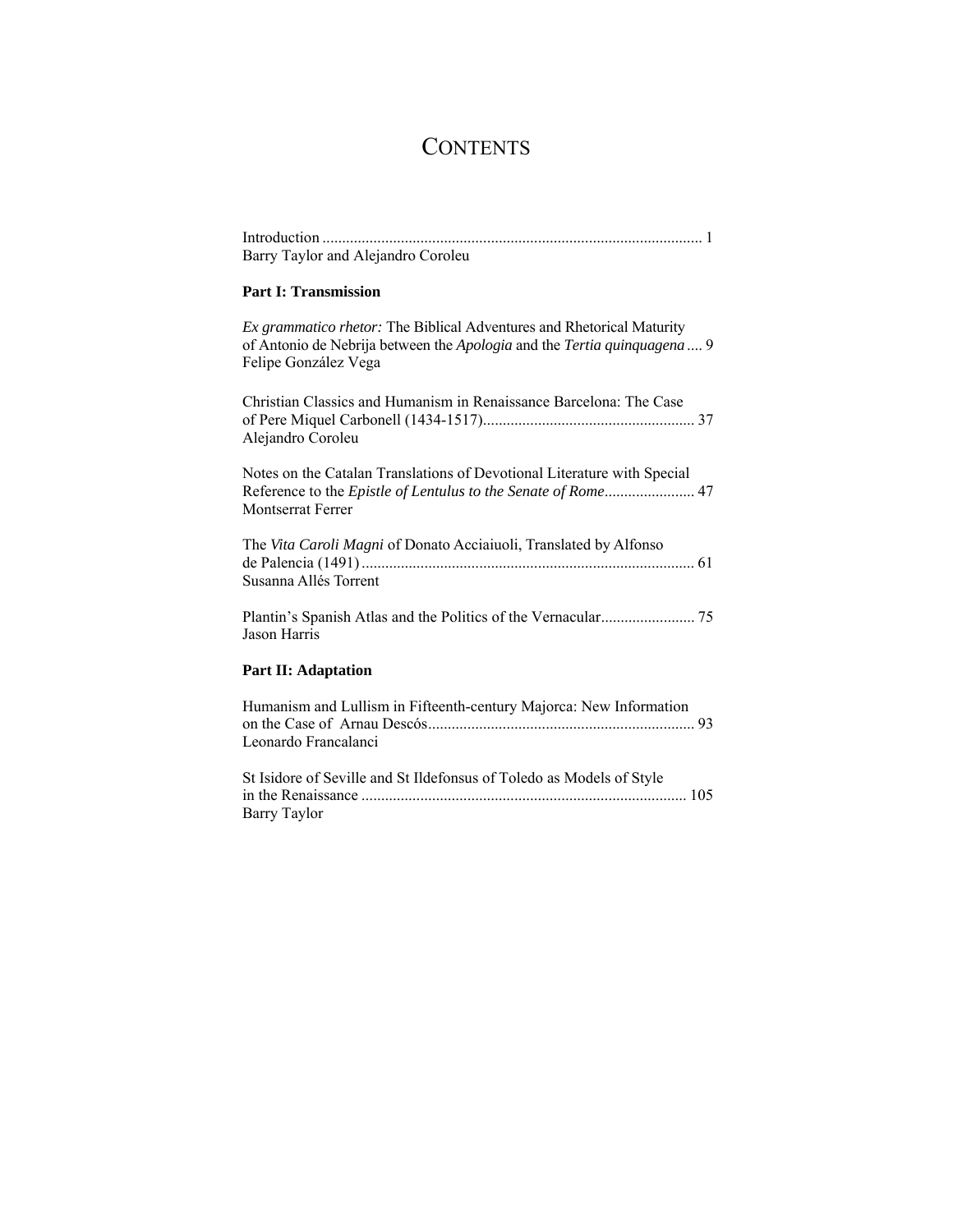# Contents

Introduction ................................................................................................ 1
Barry Taylor and Alejandro Coroleu

**Part I: Transmission**

*Ex grammatico rhetor:* The Biblical Adventures and Rhetorical Maturity of Antonio de Nebrija between the *Apologia* and the *Tertia quinquagena* .... 9
Felipe González Vega

Christian Classics and Humanism in Renaissance Barcelona: The Case of Pere Miquel Carbonell (1434-1517)...................................................... 37
Alejandro Coroleu

Notes on the Catalan Translations of Devotional Literature with Special Reference to the *Epistle of Lentulus to the Senate of Rome*....................... 47
Montserrat Ferrer

The *Vita Caroli Magni* of Donato Acciaiuoli, Translated by Alfonso de Palencia (1491) .................................................................................... 61
Susanna Allés Torrent

Plantin's Spanish Atlas and the Politics of the Vernacular........................ 75
Jason Harris

**Part II: Adaptation**

Humanism and Lullism in Fifteenth-century Majorca: New Information on the Case of Arnau Descós.................................................................... 93
Leonardo Francalanci

St Isidore of Seville and St Ildefonsus of Toledo as Models of Style in the Renaissance .................................................................................. 105
Barry Taylor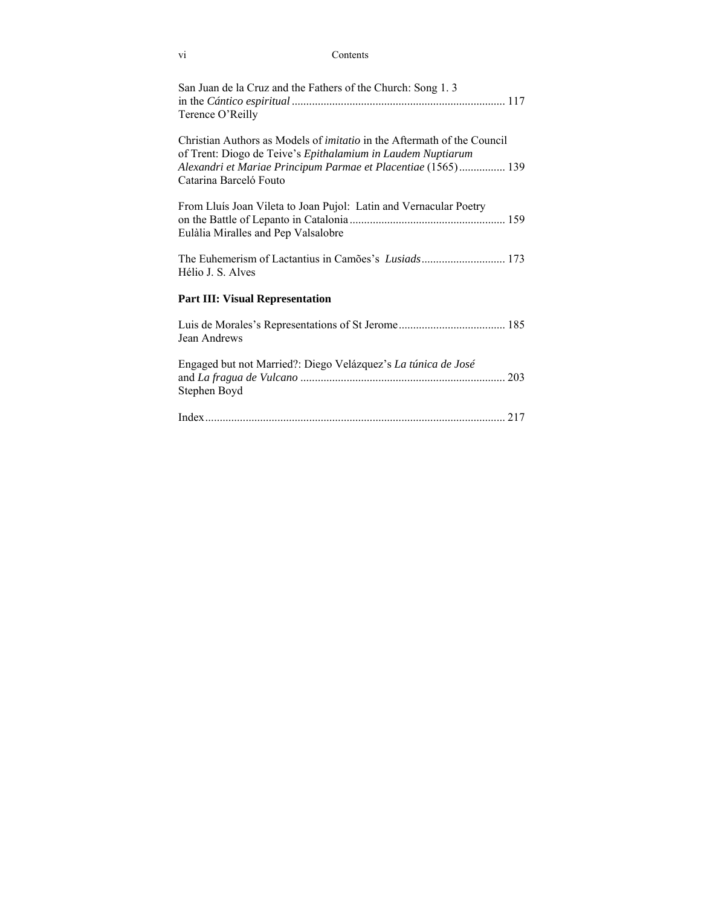San Juan de la Cruz and the Fathers of the Church: Song 1. 3 in the *Cántico espiritual* ......................................................................... 117
Terence O'Reilly

Christian Authors as Models of *imitatio* in the Aftermath of the Council of Trent: Diogo de Teive's *Epithalamium in Laudem Nuptiarum Alexandri et Mariae Principum Parmae et Placentiae* (1565) ................ 139
Catarina Barceló Fouto

From Lluís Joan Vileta to Joan Pujol: Latin and Vernacular Poetry on the Battle of Lepanto in Catalonia ..................................................... 159
Eulàlia Miralles and Pep Valsalobre

The Euhemerism of Lactantius in Camões's *Lusiads* ............................ 173
Hélio J. S. Alves

**Part III: Visual Representation**

Luis de Morales's Representations of St Jerome ..................................... 185
Jean Andrews

Engaged but not Married?: Diego Velázquez's *La túnica de José* and *La fragua de Vulcano* ....................................................................... 203
Stephen Boyd

Index ....................................................................................................... 217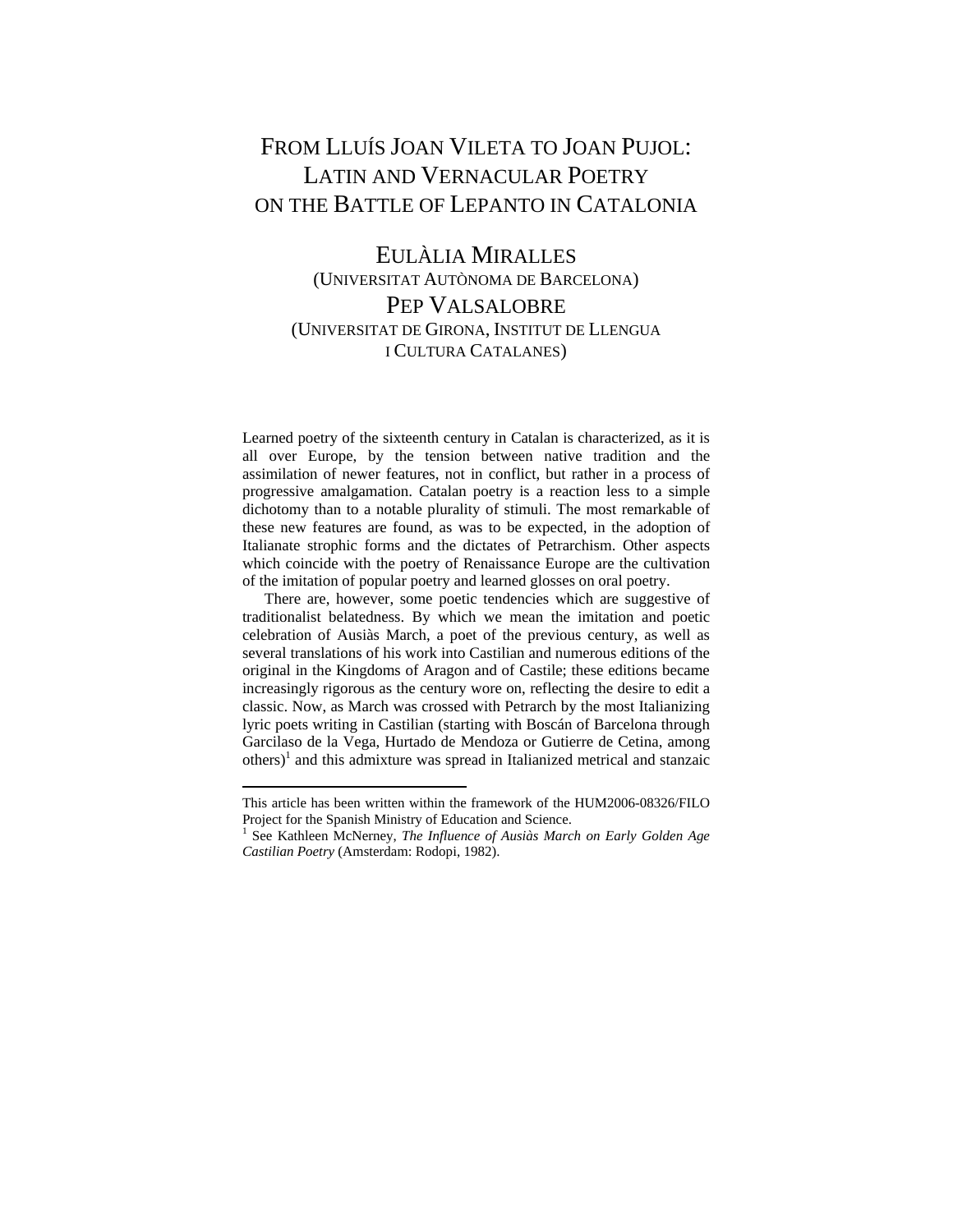# From Lluís Joan Vileta to Joan Pujol: Latin and Vernacular Poetry on the Battle of Lepanto in Catalonia

## Eulàlia Miralles
(Universitat Autònoma de Barcelona)

## Pep Valsalobre
(Universitat de Girona, Institut de Llengua i Cultura Catalanes)

Learned poetry of the sixteenth century in Catalan is characterized, as it is all over Europe, by the tension between native tradition and the assimilation of newer features, not in conflict, but rather in a process of progressive amalgamation. Catalan poetry is a reaction less to a simple dichotomy than to a notable plurality of stimuli. The most remarkable of these new features are found, as was to be expected, in the adoption of Italianate strophic forms and the dictates of Petrarchism. Other aspects which coincide with the poetry of Renaissance Europe are the cultivation of the imitation of popular poetry and learned glosses on oral poetry.

There are, however, some poetic tendencies which are suggestive of traditionalist belatedness. By which we mean the imitation and poetic celebration of Ausiàs March, a poet of the previous century, as well as several translations of his work into Castilian and numerous editions of the original in the Kingdoms of Aragon and of Castile; these editions became increasingly rigorous as the century wore on, reflecting the desire to edit a classic. Now, as March was crossed with Petrarch by the most Italianizing lyric poets writing in Castilian (starting with Boscán of Barcelona through Garcilaso de la Vega, Hurtado de Mendoza or Gutierre de Cetina, among others)[1] and this admixture was spread in Italianized metrical and stanzaic

---

This article has been written within the framework of the HUM2006-08326/FILO Project for the Spanish Ministry of Education and Science.

[1] See Kathleen McNerney, *The Influence of Ausiàs March on Early Golden Age Castilian Poetry* (Amsterdam: Rodopi, 1982).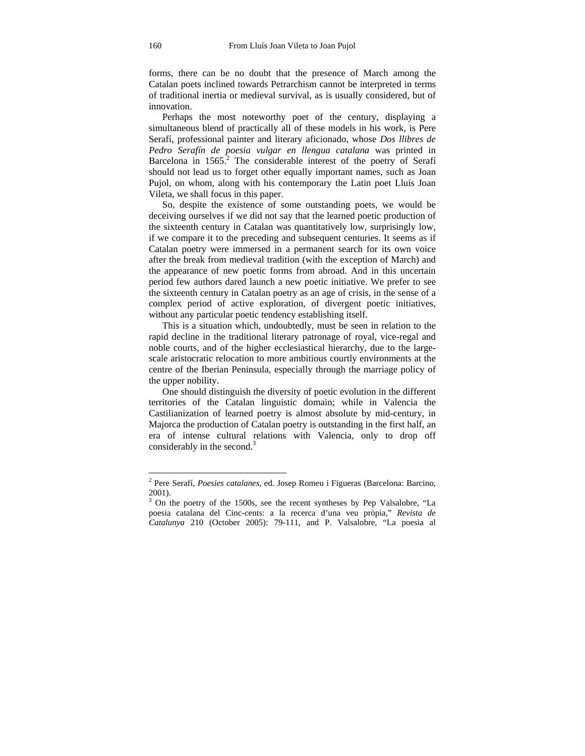forms, there can be no doubt that the presence of March among the Catalan poets inclined towards Petrarchism cannot be interpreted in terms of traditional inertia or medieval survival, as is usually considered, but of innovation.

Perhaps the most noteworthy poet of the century, displaying a simultaneous blend of practically all of these models in his work, is Pere Serafí, professional painter and literary aficionado, whose *Dos llibres de Pedro Serafín de poesia vulgar en llengua catalana* was printed in Barcelona in 1565.[2] The considerable interest of the poetry of Serafí should not lead us to forget other equally important names, such as Joan Pujol, on whom, along with his contemporary the Latin poet Lluís Joan Vileta, we shall focus in this paper.

So, despite the existence of some outstanding poets, we would be deceiving ourselves if we did not say that the learned poetic production of the sixteenth century in Catalan was quantitatively low, surprisingly low, if we compare it to the preceding and subsequent centuries. It seems as if Catalan poetry were immersed in a permanent search for its own voice after the break from medieval tradition (with the exception of March) and the appearance of new poetic forms from abroad. And in this uncertain period few authors dared launch a new poetic initiative. We prefer to see the sixteenth century in Catalan poetry as an age of crisis, in the sense of a complex period of active exploration, of divergent poetic initiatives, without any particular poetic tendency establishing itself.

This is a situation which, undoubtedly, must be seen in relation to the rapid decline in the traditional literary patronage of royal, vice-regal and noble courts, and of the higher ecclesiastical hierarchy, due to the large-scale aristocratic relocation to more ambitious courtly environments at the centre of the Iberian Peninsula, especially through the marriage policy of the upper nobility.

One should distinguish the diversity of poetic evolution in the different territories of the Catalan linguistic domain; while in Valencia the Castilianization of learned poetry is almost absolute by mid-century, in Majorca the production of Catalan poetry is outstanding in the first half, an era of intense cultural relations with Valencia, only to drop off considerably in the second.[3]

---

[2] Pere Serafí, *Poesies catalanes*, ed. Josep Romeu i Figueras (Barcelona: Barcino, 2001).

[3] On the poetry of the 1500s, see the recent syntheses by Pep Valsalobre, "La poesia catalana del Cinc-cents: a la recerca d'una veu pròpia," *Revista de Catalunya* 210 (October 2005): 79-111, and P. Valsalobre, "La poesia al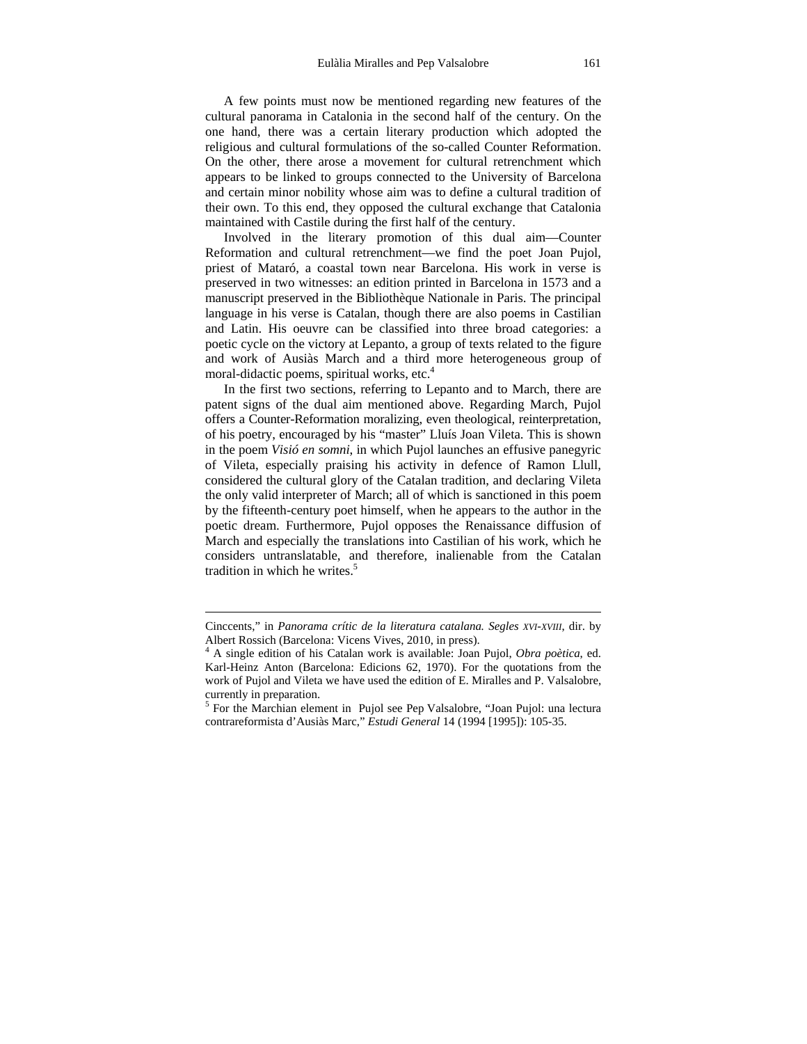A few points must now be mentioned regarding new features of the cultural panorama in Catalonia in the second half of the century. On the one hand, there was a certain literary production which adopted the religious and cultural formulations of the so-called Counter Reformation. On the other, there arose a movement for cultural retrenchment which appears to be linked to groups connected to the University of Barcelona and certain minor nobility whose aim was to define a cultural tradition of their own. To this end, they opposed the cultural exchange that Catalonia maintained with Castile during the first half of the century.

Involved in the literary promotion of this dual aim—Counter Reformation and cultural retrenchment—we find the poet Joan Pujol, priest of Mataró, a coastal town near Barcelona. His work in verse is preserved in two witnesses: an edition printed in Barcelona in 1573 and a manuscript preserved in the Bibliothèque Nationale in Paris. The principal language in his verse is Catalan, though there are also poems in Castilian and Latin. His oeuvre can be classified into three broad categories: a poetic cycle on the victory at Lepanto, a group of texts related to the figure and work of Ausiàs March and a third more heterogeneous group of moral-didactic poems, spiritual works, etc.[4]

In the first two sections, referring to Lepanto and to March, there are patent signs of the dual aim mentioned above. Regarding March, Pujol offers a Counter-Reformation moralizing, even theological, reinterpretation, of his poetry, encouraged by his "master" Lluís Joan Vileta. This is shown in the poem *Visió en somni*, in which Pujol launches an effusive panegyric of Vileta, especially praising his activity in defence of Ramon Llull, considered the cultural glory of the Catalan tradition, and declaring Vileta the only valid interpreter of March; all of which is sanctioned in this poem by the fifteenth-century poet himself, when he appears to the author in the poetic dream. Furthermore, Pujol opposes the Renaissance diffusion of March and especially the translations into Castilian of his work, which he considers untranslatable, and therefore, inalienable from the Catalan tradition in which he writes.[5]

---

Cinccents," in *Panorama crític de la literatura catalana. Segles XVI-XVIII*, dir. by Albert Rossich (Barcelona: Vicens Vives, 2010, in press).

[4] A single edition of his Catalan work is available: Joan Pujol, *Obra poètica*, ed. Karl-Heinz Anton (Barcelona: Edicions 62, 1970). For the quotations from the work of Pujol and Vileta we have used the edition of E. Miralles and P. Valsalobre, currently in preparation.

[5] For the Marchian element in Pujol see Pep Valsalobre, "Joan Pujol: una lectura contrareformista d'Ausiàs Marc," *Estudi General* 14 (1994 [1995]): 105-35.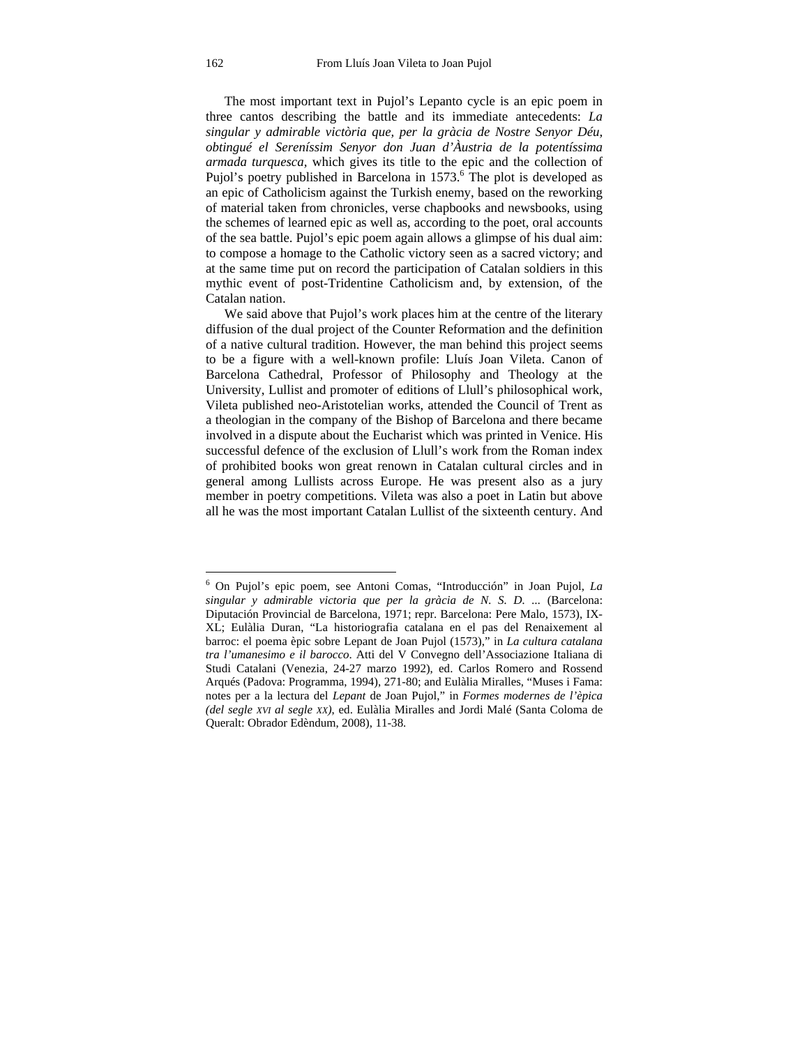The most important text in Pujol's Lepanto cycle is an epic poem in three cantos describing the battle and its immediate antecedents: *La singular y admirable victòria que, per la gràcia de Nostre Senyor Déu, obtingué el Sereníssim Senyor don Juan d'Àustria de la potentíssima armada turquesca*, which gives its title to the epic and the collection of Pujol's poetry published in Barcelona in 1573.[6] The plot is developed as an epic of Catholicism against the Turkish enemy, based on the reworking of material taken from chronicles, verse chapbooks and newsbooks, using the schemes of learned epic as well as, according to the poet, oral accounts of the sea battle. Pujol's epic poem again allows a glimpse of his dual aim: to compose a homage to the Catholic victory seen as a sacred victory; and at the same time put on record the participation of Catalan soldiers in this mythic event of post-Tridentine Catholicism and, by extension, of the Catalan nation.

We said above that Pujol's work places him at the centre of the literary diffusion of the dual project of the Counter Reformation and the definition of a native cultural tradition. However, the man behind this project seems to be a figure with a well-known profile: Lluís Joan Vileta. Canon of Barcelona Cathedral, Professor of Philosophy and Theology at the University, Lullist and promoter of editions of Llull's philosophical work, Vileta published neo-Aristotelian works, attended the Council of Trent as a theologian in the company of the Bishop of Barcelona and there became involved in a dispute about the Eucharist which was printed in Venice. His successful defence of the exclusion of Llull's work from the Roman index of prohibited books won great renown in Catalan cultural circles and in general among Lullists across Europe. He was present also as a jury member in poetry competitions. Vileta was also a poet in Latin but above all he was the most important Catalan Lullist of the sixteenth century. And

---

[6] On Pujol's epic poem, see Antoni Comas, "Introducción" in Joan Pujol, *La singular y admirable victoria que per la gràcia de N. S. D. ...* (Barcelona: Diputación Provincial de Barcelona, 1971; repr. Barcelona: Pere Malo, 1573), IX-XL; Eulàlia Duran, "La historiografia catalana en el pas del Renaixement al barroc: el poema èpic sobre Lepant de Joan Pujol (1573)," in *La cultura catalana tra l'umanesimo e il barocco*. Atti del V Convegno dell'Associazione Italiana di Studi Catalani (Venezia, 24-27 marzo 1992), ed. Carlos Romero and Rossend Arqués (Padova: Programma, 1994), 271-80; and Eulàlia Miralles, "Muses i Fama: notes per a la lectura del *Lepant* de Joan Pujol," in *Formes modernes de l'èpica (del segle XVI al segle XX)*, ed. Eulàlia Miralles and Jordi Malé (Santa Coloma de Queralt: Obrador Edèndum, 2008), 11-38.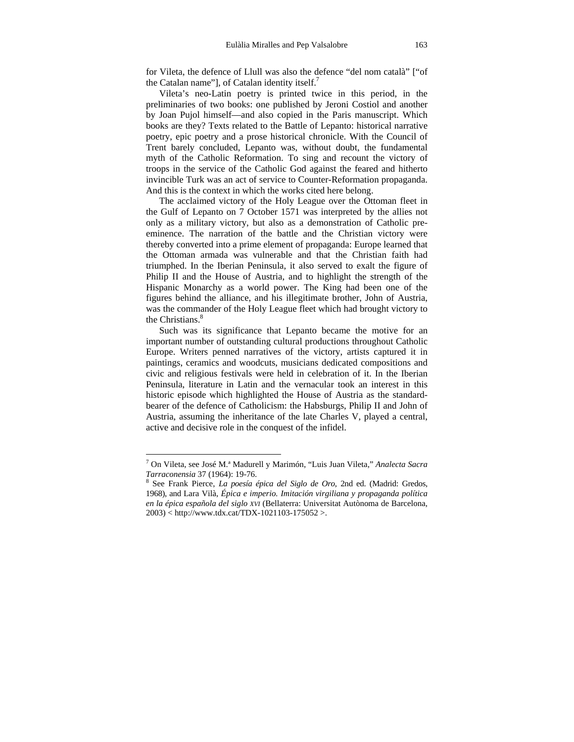for Vileta, the defence of Llull was also the defence "del nom català" ["of the Catalan name"], of Catalan identity itself.[7]

Vileta's neo-Latin poetry is printed twice in this period, in the preliminaries of two books: one published by Jeroni Costiol and another by Joan Pujol himself—and also copied in the Paris manuscript. Which books are they? Texts related to the Battle of Lepanto: historical narrative poetry, epic poetry and a prose historical chronicle. With the Council of Trent barely concluded, Lepanto was, without doubt, the fundamental myth of the Catholic Reformation. To sing and recount the victory of troops in the service of the Catholic God against the feared and hitherto invincible Turk was an act of service to Counter-Reformation propaganda. And this is the context in which the works cited here belong.

The acclaimed victory of the Holy League over the Ottoman fleet in the Gulf of Lepanto on 7 October 1571 was interpreted by the allies not only as a military victory, but also as a demonstration of Catholic pre-eminence. The narration of the battle and the Christian victory were thereby converted into a prime element of propaganda: Europe learned that the Ottoman armada was vulnerable and that the Christian faith had triumphed. In the Iberian Peninsula, it also served to exalt the figure of Philip II and the House of Austria, and to highlight the strength of the Hispanic Monarchy as a world power. The King had been one of the figures behind the alliance, and his illegitimate brother, John of Austria, was the commander of the Holy League fleet which had brought victory to the Christians.[8]

Such was its significance that Lepanto became the motive for an important number of outstanding cultural productions throughout Catholic Europe. Writers penned narratives of the victory, artists captured it in paintings, ceramics and woodcuts, musicians dedicated compositions and civic and religious festivals were held in celebration of it. In the Iberian Peninsula, literature in Latin and the vernacular took an interest in this historic episode which highlighted the House of Austria as the standard-bearer of the defence of Catholicism: the Habsburgs, Philip II and John of Austria, assuming the inheritance of the late Charles V, played a central, active and decisive role in the conquest of the infidel.

---

[7] On Vileta, see José M.ª Madurell y Marimón, "Luis Juan Vileta," *Analecta Sacra Tarraconensia* 37 (1964): 19-76.

[8] See Frank Pierce, *La poesía épica del Siglo de Oro*, 2nd ed. (Madrid: Gredos, 1968), and Lara Vilà, *Épica e imperio. Imitación virgiliana y propaganda política en la épica española del siglo XVI* (Bellaterra: Universitat Autònoma de Barcelona, 2003) < http://www.tdx.cat/TDX-1021103-175052 >.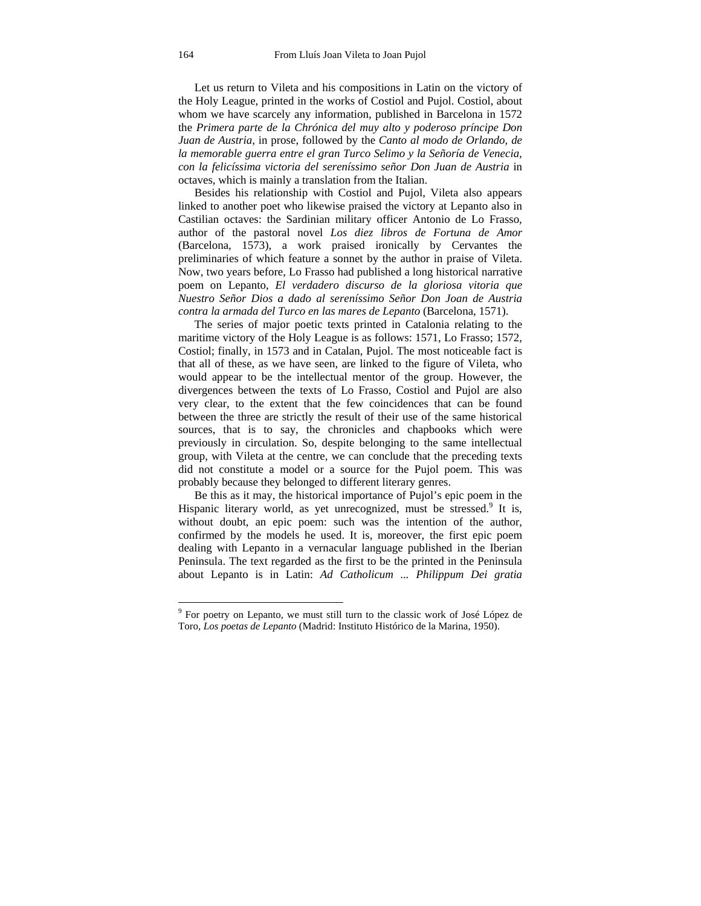Let us return to Vileta and his compositions in Latin on the victory of the Holy League, printed in the works of Costiol and Pujol. Costiol, about whom we have scarcely any information, published in Barcelona in 1572 the *Primera parte de la Chrónica del muy alto y poderoso príncipe Don Juan de Austria*, in prose, followed by the *Canto al modo de Orlando, de la memorable guerra entre el gran Turco Selimo y la Señoría de Venecia, con la felicíssima victoria del sereníssimo señor Don Juan de Austria* in octaves, which is mainly a translation from the Italian.

Besides his relationship with Costiol and Pujol, Vileta also appears linked to another poet who likewise praised the victory at Lepanto also in Castilian octaves: the Sardinian military officer Antonio de Lo Frasso, author of the pastoral novel *Los diez libros de Fortuna de Amor* (Barcelona, 1573), a work praised ironically by Cervantes the preliminaries of which feature a sonnet by the author in praise of Vileta. Now, two years before, Lo Frasso had published a long historical narrative poem on Lepanto, *El verdadero discurso de la gloriosa vitoria que Nuestro Señor Dios a dado al sereníssimo Señor Don Joan de Austria contra la armada del Turco en las mares de Lepanto* (Barcelona, 1571).

The series of major poetic texts printed in Catalonia relating to the maritime victory of the Holy League is as follows: 1571, Lo Frasso; 1572, Costiol; finally, in 1573 and in Catalan, Pujol. The most noticeable fact is that all of these, as we have seen, are linked to the figure of Vileta, who would appear to be the intellectual mentor of the group. However, the divergences between the texts of Lo Frasso, Costiol and Pujol are also very clear, to the extent that the few coincidences that can be found between the three are strictly the result of their use of the same historical sources, that is to say, the chronicles and chapbooks which were previously in circulation. So, despite belonging to the same intellectual group, with Vileta at the centre, we can conclude that the preceding texts did not constitute a model or a source for the Pujol poem. This was probably because they belonged to different literary genres.

Be this as it may, the historical importance of Pujol's epic poem in the Hispanic literary world, as yet unrecognized, must be stressed.[9] It is, without doubt, an epic poem: such was the intention of the author, confirmed by the models he used. It is, moreover, the first epic poem dealing with Lepanto in a vernacular language published in the Iberian Peninsula. The text regarded as the first to be the printed in the Peninsula about Lepanto is in Latin: *Ad Catholicum ... Philippum Dei gratia*

[9] For poetry on Lepanto, we must still turn to the classic work of José López de Toro, *Los poetas de Lepanto* (Madrid: Instituto Histórico de la Marina, 1950).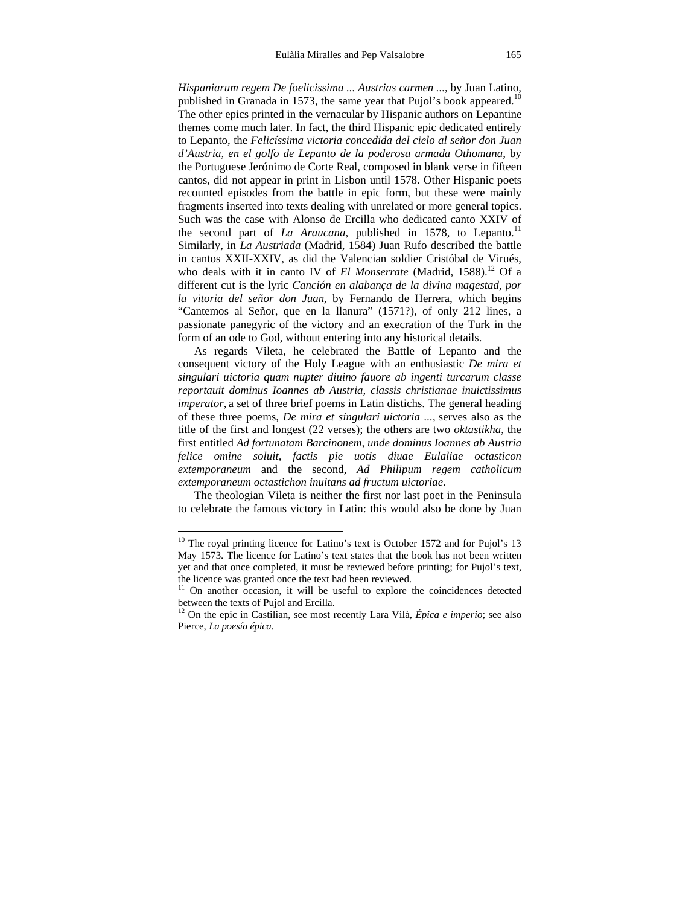*Hispaniarum regem De foelicissima ... Austrias carmen* ..., by Juan Latino, published in Granada in 1573, the same year that Pujol's book appeared.[10] The other epics printed in the vernacular by Hispanic authors on Lepantine themes come much later. In fact, the third Hispanic epic dedicated entirely to Lepanto, the *Felicíssima victoria concedida del cielo al señor don Juan d'Austria, en el golfo de Lepanto de la poderosa armada Othomana*, by the Portuguese Jerónimo de Corte Real, composed in blank verse in fifteen cantos, did not appear in print in Lisbon until 1578. Other Hispanic poets recounted episodes from the battle in epic form, but these were mainly fragments inserted into texts dealing with unrelated or more general topics. Such was the case with Alonso de Ercilla who dedicated canto XXIV of the second part of *La Araucana*, published in 1578, to Lepanto.[11] Similarly, in *La Austriada* (Madrid, 1584) Juan Rufo described the battle in cantos XXII-XXIV, as did the Valencian soldier Cristóbal de Virués, who deals with it in canto IV of *El Monserrate* (Madrid, 1588).[12] Of a different cut is the lyric *Canción en alabança de la divina magestad, por la vitoria del señor don Juan*, by Fernando de Herrera, which begins "Cantemos al Señor, que en la llanura" (1571?), of only 212 lines, a passionate panegyric of the victory and an execration of the Turk in the form of an ode to God, without entering into any historical details.

As regards Vileta, he celebrated the Battle of Lepanto and the consequent victory of the Holy League with an enthusiastic *De mira et singulari uictoria quam nupter diuino fauore ab ingenti turcarum classe reportauit dominus Ioannes ab Austria, classis christianae inuictissimus imperator*, a set of three brief poems in Latin distichs. The general heading of these three poems, *De mira et singulari uictoria* ..., serves also as the title of the first and longest (22 verses); the others are two *oktastikha*, the first entitled *Ad fortunatam Barcinonem, unde dominus Ioannes ab Austria felice omine soluit, factis pie uotis diuae Eulaliae octasticon extemporaneum* and the second, *Ad Philipum regem catholicum extemporaneum octastichon inuitans ad fructum uictoriae*.

The theologian Vileta is neither the first nor last poet in the Peninsula to celebrate the famous victory in Latin: this would also be done by Juan

---

[10] The royal printing licence for Latino's text is October 1572 and for Pujol's 13 May 1573. The licence for Latino's text states that the book has not been written yet and that once completed, it must be reviewed before printing; for Pujol's text, the licence was granted once the text had been reviewed.

[11] On another occasion, it will be useful to explore the coincidences detected between the texts of Pujol and Ercilla.

[12] On the epic in Castilian, see most recently Lara Vilà, *Épica e imperio*; see also Pierce, *La poesía épica*.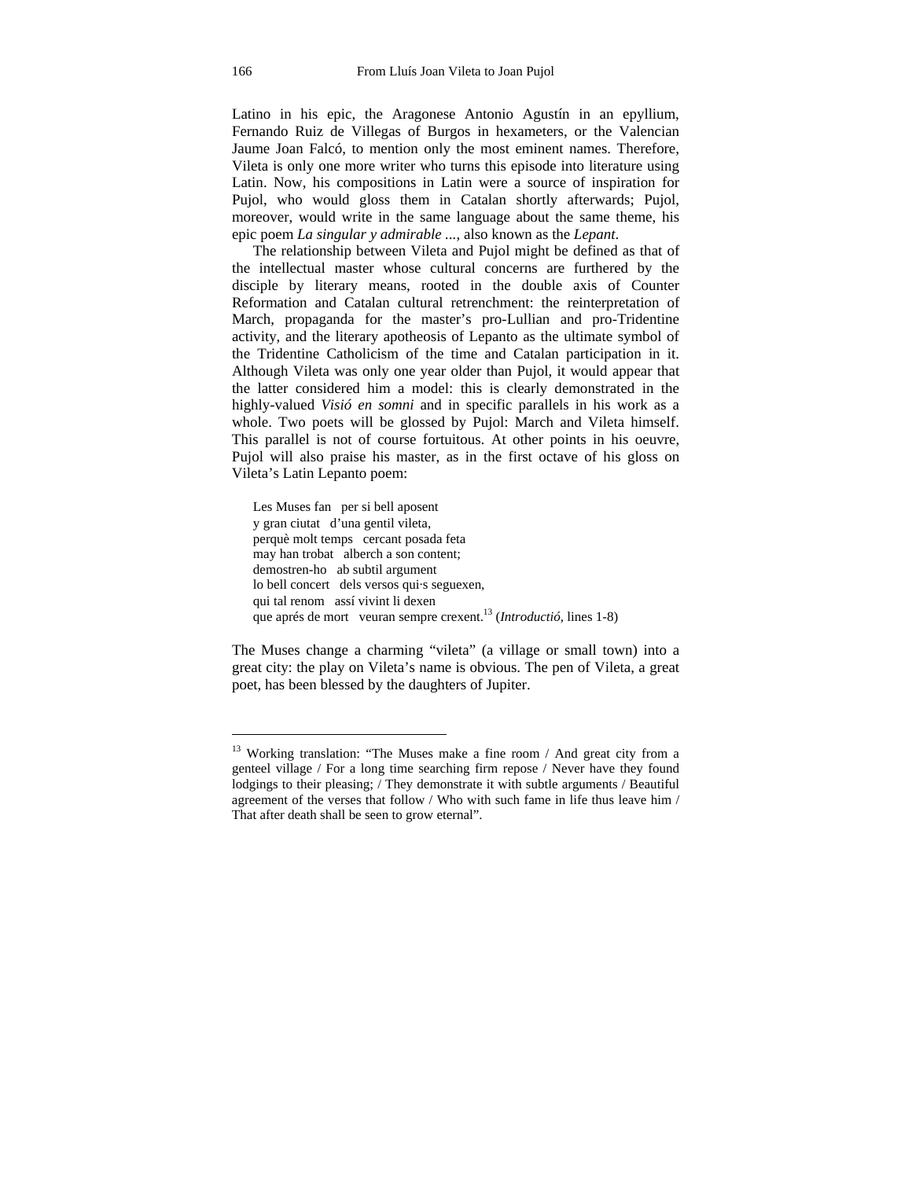Latino in his epic, the Aragonese Antonio Agustín in an epyllium, Fernando Ruiz de Villegas of Burgos in hexameters, or the Valencian Jaume Joan Falcó, to mention only the most eminent names. Therefore, Vileta is only one more writer who turns this episode into literature using Latin. Now, his compositions in Latin were a source of inspiration for Pujol, who would gloss them in Catalan shortly afterwards; Pujol, moreover, would write in the same language about the same theme, his epic poem *La singular y admirable ...*, also known as the *Lepant*.

The relationship between Vileta and Pujol might be defined as that of the intellectual master whose cultural concerns are furthered by the disciple by literary means, rooted in the double axis of Counter Reformation and Catalan cultural retrenchment: the reinterpretation of March, propaganda for the master's pro-Lullian and pro-Tridentine activity, and the literary apotheosis of Lepanto as the ultimate symbol of the Tridentine Catholicism of the time and Catalan participation in it. Although Vileta was only one year older than Pujol, it would appear that the latter considered him a model: this is clearly demonstrated in the highly-valued *Visió en somni* and in specific parallels in his work as a whole. Two poets will be glossed by Pujol: March and Vileta himself. This parallel is not of course fortuitous. At other points in his oeuvre, Pujol will also praise his master, as in the first octave of his gloss on Vileta's Latin Lepanto poem:

> Les Muses fan   per si bell aposent
> y gran ciutat   d'una gentil vileta,
> perquè molt temps   cercant posada feta
> may han trobat   alberch a son content;
> demostren-ho   ab subtil argument
> lo bell concert   dels versos qui·s seguexen,
> qui tal renom   assí vivint li dexen
> que aprés de mort   veuran sempre crexent.[13] (*Introductió*, lines 1-8)

The Muses change a charming "vileta" (a village or small town) into a great city: the play on Vileta's name is obvious. The pen of Vileta, a great poet, has been blessed by the daughters of Jupiter.

---

[13] Working translation: "The Muses make a fine room / And great city from a genteel village / For a long time searching firm repose / Never have they found lodgings to their pleasing; / They demonstrate it with subtle arguments / Beautiful agreement of the verses that follow / Who with such fame in life thus leave him / That after death shall be seen to grow eternal".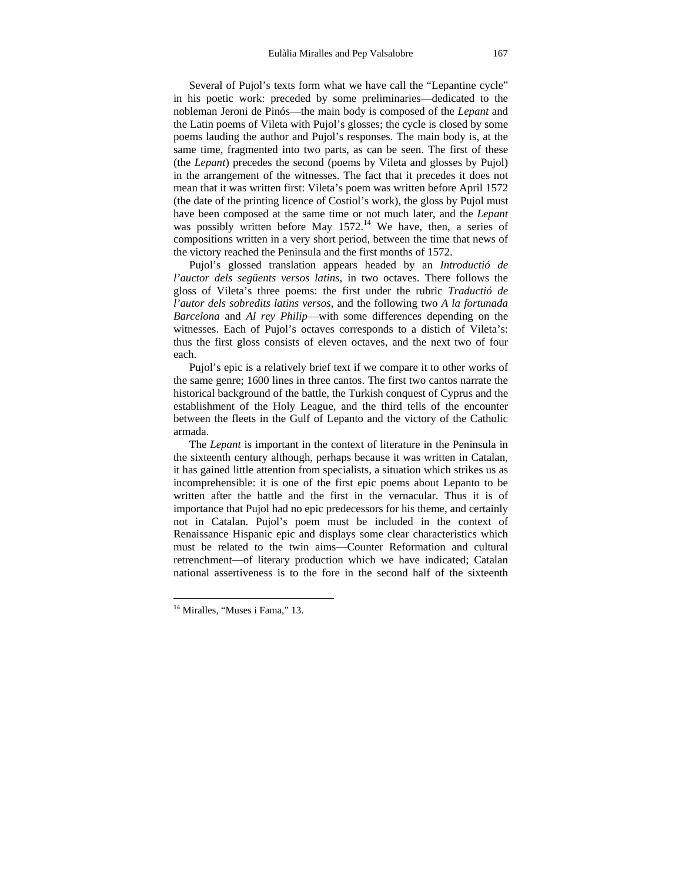Several of Pujol's texts form what we have call the "Lepantine cycle" in his poetic work: preceded by some preliminaries—dedicated to the nobleman Jeroni de Pinós—the main body is composed of the *Lepant* and the Latin poems of Vileta with Pujol's glosses; the cycle is closed by some poems lauding the author and Pujol's responses. The main body is, at the same time, fragmented into two parts, as can be seen. The first of these (the *Lepant*) precedes the second (poems by Vileta and glosses by Pujol) in the arrangement of the witnesses. The fact that it precedes it does not mean that it was written first: Vileta's poem was written before April 1572 (the date of the printing licence of Costiol's work), the gloss by Pujol must have been composed at the same time or not much later, and the *Lepant* was possibly written before May 1572.[14] We have, then, a series of compositions written in a very short period, between the time that news of the victory reached the Peninsula and the first months of 1572.

Pujol's glossed translation appears headed by an *Introductió de l'auctor dels següents versos latins*, in two octaves. There follows the gloss of Vileta's three poems: the first under the rubric *Traductió de l'autor dels sobredits latins versos*, and the following two *A la fortunada Barcelona* and *Al rey Philip*—with some differences depending on the witnesses. Each of Pujol's octaves corresponds to a distich of Vileta's: thus the first gloss consists of eleven octaves, and the next two of four each.

Pujol's epic is a relatively brief text if we compare it to other works of the same genre; 1600 lines in three cantos. The first two cantos narrate the historical background of the battle, the Turkish conquest of Cyprus and the establishment of the Holy League, and the third tells of the encounter between the fleets in the Gulf of Lepanto and the victory of the Catholic armada.

The *Lepant* is important in the context of literature in the Peninsula in the sixteenth century although, perhaps because it was written in Catalan, it has gained little attention from specialists, a situation which strikes us as incomprehensible: it is one of the first epic poems about Lepanto to be written after the battle and the first in the vernacular. Thus it is of importance that Pujol had no epic predecessors for his theme, and certainly not in Catalan. Pujol's poem must be included in the context of Renaissance Hispanic epic and displays some clear characteristics which must be related to the twin aims—Counter Reformation and cultural retrenchment—of literary production which we have indicated; Catalan national assertiveness is to the fore in the second half of the sixteenth

---

[14] Miralles, "Muses i Fama," 13.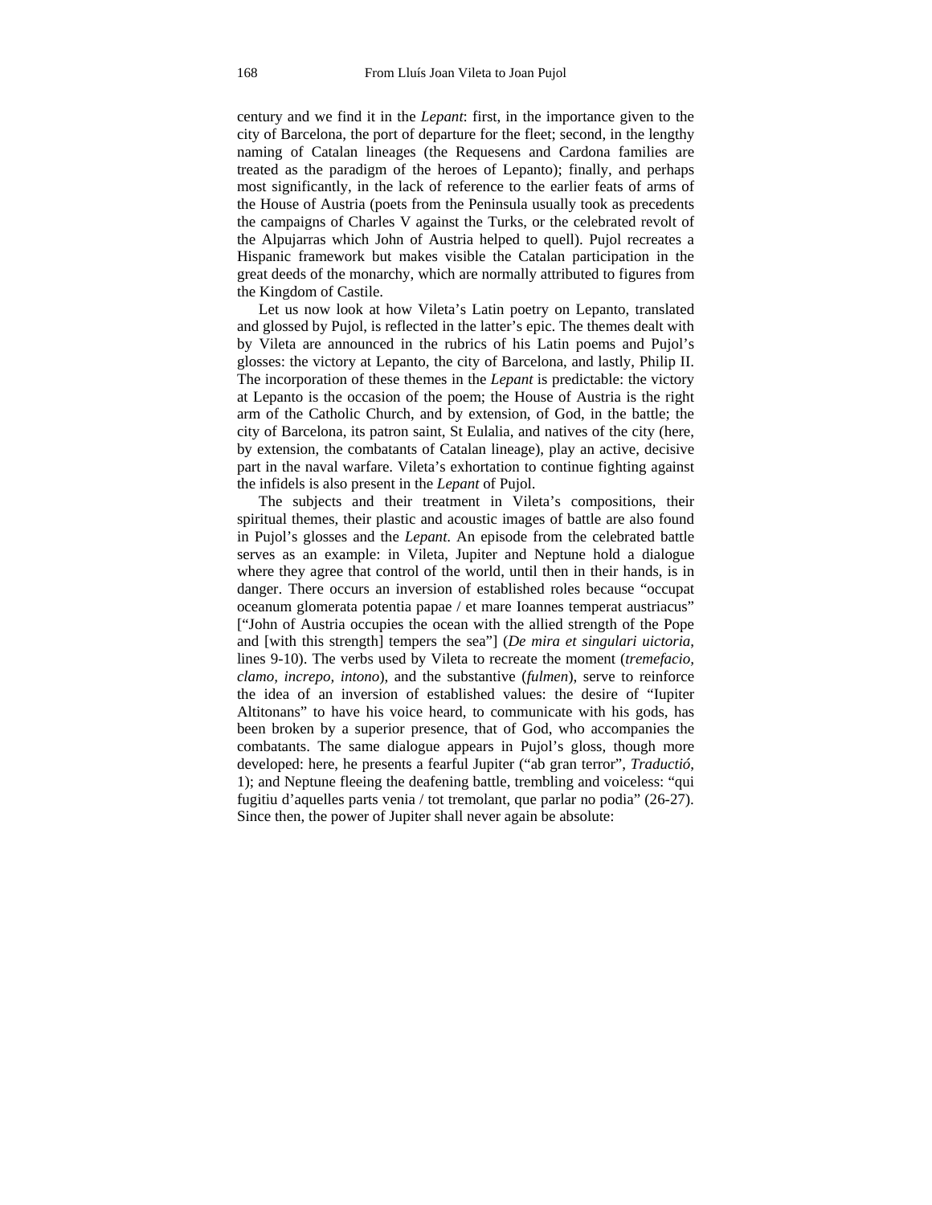century and we find it in the *Lepant*: first, in the importance given to the city of Barcelona, the port of departure for the fleet; second, in the lengthy naming of Catalan lineages (the Requesens and Cardona families are treated as the paradigm of the heroes of Lepanto); finally, and perhaps most significantly, in the lack of reference to the earlier feats of arms of the House of Austria (poets from the Peninsula usually took as precedents the campaigns of Charles V against the Turks, or the celebrated revolt of the Alpujarras which John of Austria helped to quell). Pujol recreates a Hispanic framework but makes visible the Catalan participation in the great deeds of the monarchy, which are normally attributed to figures from the Kingdom of Castile.

Let us now look at how Vileta's Latin poetry on Lepanto, translated and glossed by Pujol, is reflected in the latter's epic. The themes dealt with by Vileta are announced in the rubrics of his Latin poems and Pujol's glosses: the victory at Lepanto, the city of Barcelona, and lastly, Philip II. The incorporation of these themes in the *Lepant* is predictable: the victory at Lepanto is the occasion of the poem; the House of Austria is the right arm of the Catholic Church, and by extension, of God, in the battle; the city of Barcelona, its patron saint, St Eulalia, and natives of the city (here, by extension, the combatants of Catalan lineage), play an active, decisive part in the naval warfare. Vileta's exhortation to continue fighting against the infidels is also present in the *Lepant* of Pujol.

The subjects and their treatment in Vileta's compositions, their spiritual themes, their plastic and acoustic images of battle are also found in Pujol's glosses and the *Lepant*. An episode from the celebrated battle serves as an example: in Vileta, Jupiter and Neptune hold a dialogue where they agree that control of the world, until then in their hands, is in danger. There occurs an inversion of established roles because "occupat oceanum glomerata potentia papae / et mare Ioannes temperat austriacus" ["John of Austria occupies the ocean with the allied strength of the Pope and [with this strength] tempers the sea"] (*De mira et singulari uictoria*, lines 9-10). The verbs used by Vileta to recreate the moment (*tremefacio, clamo, increpo, intono*), and the substantive (*fulmen*), serve to reinforce the idea of an inversion of established values: the desire of "Iupiter Altitonans" to have his voice heard, to communicate with his gods, has been broken by a superior presence, that of God, who accompanies the combatants. The same dialogue appears in Pujol's gloss, though more developed: here, he presents a fearful Jupiter ("ab gran terror", *Traductió*, 1); and Neptune fleeing the deafening battle, trembling and voiceless: "qui fugitiu d'aquelles parts venia / tot tremolant, que parlar no podia" (26-27). Since then, the power of Jupiter shall never again be absolute: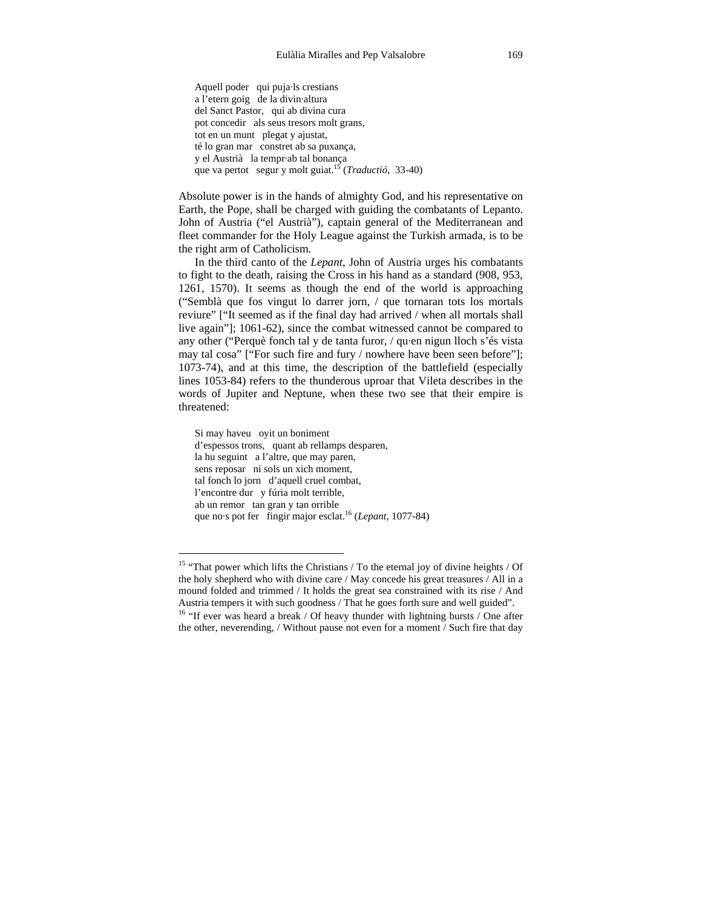> Aquell poder   qui puja·ls crestians
> a l'etern goig   de la divin·altura
> del Sanct Pastor,   qui ab divina cura
> pot concedir   als seus tresors molt grans,
> tot en un munt   plegat y ajustat,
> té lo gran mar   constret ab sa puxança,
> y el Austrià   la tempr·ab tal bonança
> que va pertot   segur y molt guiat.[15] (*Traductió,* 33-40)

Absolute power is in the hands of almighty God, and his representative on Earth, the Pope, shall be charged with guiding the combatants of Lepanto. John of Austria ("el Austrià"), captain general of the Mediterranean and fleet commander for the Holy League against the Turkish armada, is to be the right arm of Catholicism.

In the third canto of the *Lepant*, John of Austria urges his combatants to fight to the death, raising the Cross in his hand as a standard (908, 953, 1261, 1570). It seems as though the end of the world is approaching ("Semblà que fos vingut lo darrer jorn, / que tornaran tots los mortals reviure" ["It seemed as if the final day had arrived / when all mortals shall live again"]; 1061-62), since the combat witnessed cannot be compared to any other ("Perquè fonch tal y de tanta furor, / qu·en nigun lloch s'és vista may tal cosa" ["For such fire and fury / nowhere have been seen before"]; 1073-74), and at this time, the description of the battlefield (especially lines 1053-84) refers to the thunderous uproar that Vileta describes in the words of Jupiter and Neptune, when these two see that their empire is threatened:

> Si may haveu   oyit un boniment
> d'espessos trons,   quant ab rellamps desparen,
> la hu seguint   a l'altre, que may paren,
> sens reposar   ni sols un xich moment,
> tal fonch lo jorn   d'aquell cruel combat,
> l'encontre dur   y fúria molt terrible,
> ab un remor   tan gran y tan orrible
> que no·s pot fer   fingir major esclat.[16] (*Lepant*, 1077-84)

---

[15] "That power which lifts the Christians / To the eternal joy of divine heights / Of the holy shepherd who with divine care / May concede his great treasures / All in a mound folded and trimmed / It holds the great sea constrained with its rise / And Austria tempers it with such goodness / That he goes forth sure and well guided".

[16] "If ever was heard a break / Of heavy thunder with lightning bursts / One after the other, neverending, / Without pause not even for a moment / Such fire that day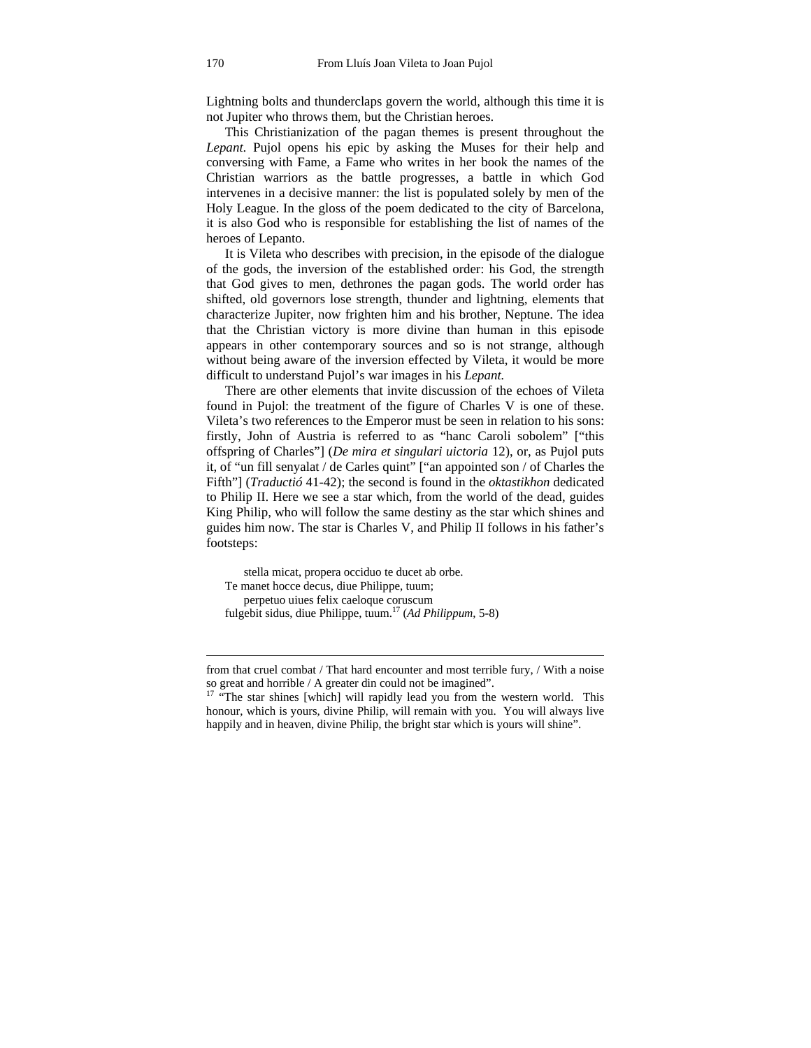Lightning bolts and thunderclaps govern the world, although this time it is not Jupiter who throws them, but the Christian heroes.

This Christianization of the pagan themes is present throughout the *Lepant*. Pujol opens his epic by asking the Muses for their help and conversing with Fame, a Fame who writes in her book the names of the Christian warriors as the battle progresses, a battle in which God intervenes in a decisive manner: the list is populated solely by men of the Holy League. In the gloss of the poem dedicated to the city of Barcelona, it is also God who is responsible for establishing the list of names of the heroes of Lepanto.

It is Vileta who describes with precision, in the episode of the dialogue of the gods, the inversion of the established order: his God, the strength that God gives to men, dethrones the pagan gods. The world order has shifted, old governors lose strength, thunder and lightning, elements that characterize Jupiter, now frighten him and his brother, Neptune. The idea that the Christian victory is more divine than human in this episode appears in other contemporary sources and so is not strange, although without being aware of the inversion effected by Vileta, it would be more difficult to understand Pujol's war images in his *Lepant.*

There are other elements that invite discussion of the echoes of Vileta found in Pujol: the treatment of the figure of Charles V is one of these. Vileta's two references to the Emperor must be seen in relation to his sons: firstly, John of Austria is referred to as "hanc Caroli sobolem" ["this offspring of Charles"] (*De mira et singulari uictoria* 12), or, as Pujol puts it, of "un fill senyalat / de Carles quint" ["an appointed son / of Charles the Fifth"] (*Traductió* 41-42); the second is found in the *oktastikhon* dedicated to Philip II. Here we see a star which, from the world of the dead, guides King Philip, who will follow the same destiny as the star which shines and guides him now. The star is Charles V, and Philip II follows in his father's footsteps:

> stella micat, propera occiduo te ducet ab orbe.
> Te manet hocce decus, diue Philippe, tuum;
> perpetuo uiues felix caeloque coruscum
> fulgebit sidus, diue Philippe, tuum.[17] (*Ad Philippum*, 5-8)

---

from that cruel combat / That hard encounter and most terrible fury, / With a noise so great and horrible / A greater din could not be imagined".

[17] "The star shines [which] will rapidly lead you from the western world. This honour, which is yours, divine Philip, will remain with you. You will always live happily and in heaven, divine Philip, the bright star which is yours will shine".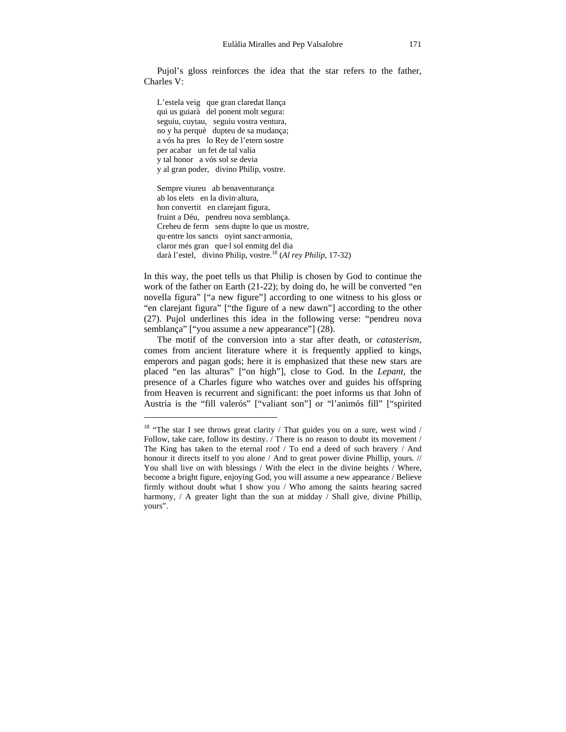Pujol's gloss reinforces the idea that the star refers to the father, Charles V:

> L'estela veig   que gran claredat llança  
> qui us guiarà   del ponent molt segura:  
> seguiu, cuytau,   seguiu vostra ventura,  
> no y ha perquè   dupteu de sa mudança;  
> a vós ha pres   lo Rey de l'etern sostre  
> per acabar   un fet de tal valia  
> y tal honor   a vós sol se devia  
> y al gran poder,   divino Philip, vostre.
>
> Sempre viureu   ab benaventurança  
> ab los elets   en la divin·altura,  
> hon convertit   en clarejant figura,  
> fruint a Déu,   pendreu nova semblança.  
> Creheu de ferm   sens dupte lo que us mostre,  
> qu·entre los sancts   oyint sanct·armonia,  
> claror més gran   que·l sol enmitg del dia  
> darà l'estel,   divino Philip, vostre.[18] (*Al rey Philip*, 17-32)

In this way, the poet tells us that Philip is chosen by God to continue the work of the father on Earth (21-22); by doing do, he will be converted "en novella figura" ["a new figure"] according to one witness to his gloss or "en clarejant figura" ["the figure of a new dawn"] according to the other (27). Pujol underlines this idea in the following verse: "pendreu nova semblança" ["you assume a new appearance"] (28).

The motif of the conversion into a star after death, or *catasterism*, comes from ancient literature where it is frequently applied to kings, emperors and pagan gods; here it is emphasized that these new stars are placed "en las alturas" ["on high"], close to God. In the *Lepant*, the presence of a Charles figure who watches over and guides his offspring from Heaven is recurrent and significant: the poet informs us that John of Austria is the "fill valerós" ["valiant son"] or "l'animós fill" ["spirited

---

[18] "The star I see throws great clarity / That guides you on a sure, west wind / Follow, take care, follow its destiny. / There is no reason to doubt its movement / The King has taken to the eternal roof / To end a deed of such bravery / And honour it directs itself to you alone / And to great power divine Phillip, yours. // You shall live on with blessings / With the elect in the divine heights / Where, become a bright figure, enjoying God, you will assume a new appearance / Believe firmly without doubt what I show you / Who among the saints hearing sacred harmony, / A greater light than the sun at midday / Shall give, divine Phillip, yours".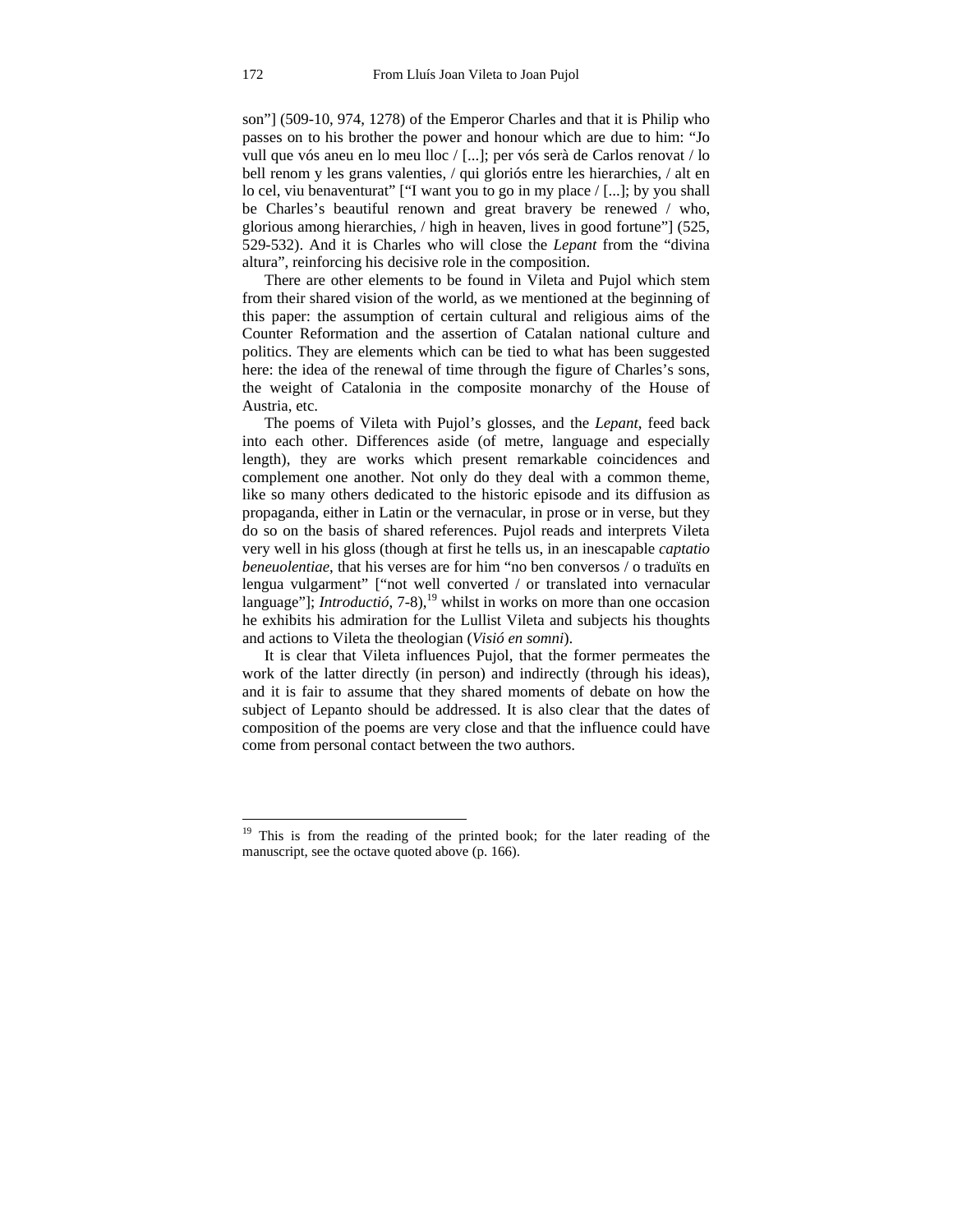son"] (509-10, 974, 1278) of the Emperor Charles and that it is Philip who passes on to his brother the power and honour which are due to him: "Jo vull que vós aneu en lo meu lloc / [...]; per vós serà de Carlos renovat / lo bell renom y les grans valenties, / qui gloriós entre les hierarchies, / alt en lo cel, viu benaventurat" ["I want you to go in my place / [...]; by you shall be Charles's beautiful renown and great bravery be renewed / who, glorious among hierarchies, / high in heaven, lives in good fortune"] (525, 529-532). And it is Charles who will close the *Lepant* from the "divina altura", reinforcing his decisive role in the composition.

There are other elements to be found in Vileta and Pujol which stem from their shared vision of the world, as we mentioned at the beginning of this paper: the assumption of certain cultural and religious aims of the Counter Reformation and the assertion of Catalan national culture and politics. They are elements which can be tied to what has been suggested here: the idea of the renewal of time through the figure of Charles's sons, the weight of Catalonia in the composite monarchy of the House of Austria, etc.

The poems of Vileta with Pujol's glosses, and the *Lepant*, feed back into each other. Differences aside (of metre, language and especially length), they are works which present remarkable coincidences and complement one another. Not only do they deal with a common theme, like so many others dedicated to the historic episode and its diffusion as propaganda, either in Latin or the vernacular, in prose or in verse, but they do so on the basis of shared references. Pujol reads and interprets Vileta very well in his gloss (though at first he tells us, in an inescapable *captatio beneuolentiae*, that his verses are for him "no ben conversos / o traduïts en lengua vulgarment" ["not well converted / or translated into vernacular language"]; *Introductió*, 7-8),[19] whilst in works on more than one occasion he exhibits his admiration for the Lullist Vileta and subjects his thoughts and actions to Vileta the theologian (*Visió en somni*).

It is clear that Vileta influences Pujol, that the former permeates the work of the latter directly (in person) and indirectly (through his ideas), and it is fair to assume that they shared moments of debate on how the subject of Lepanto should be addressed. It is also clear that the dates of composition of the poems are very close and that the influence could have come from personal contact between the two authors.

---

[19] This is from the reading of the printed book; for the later reading of the manuscript, see the octave quoted above (p. 166).